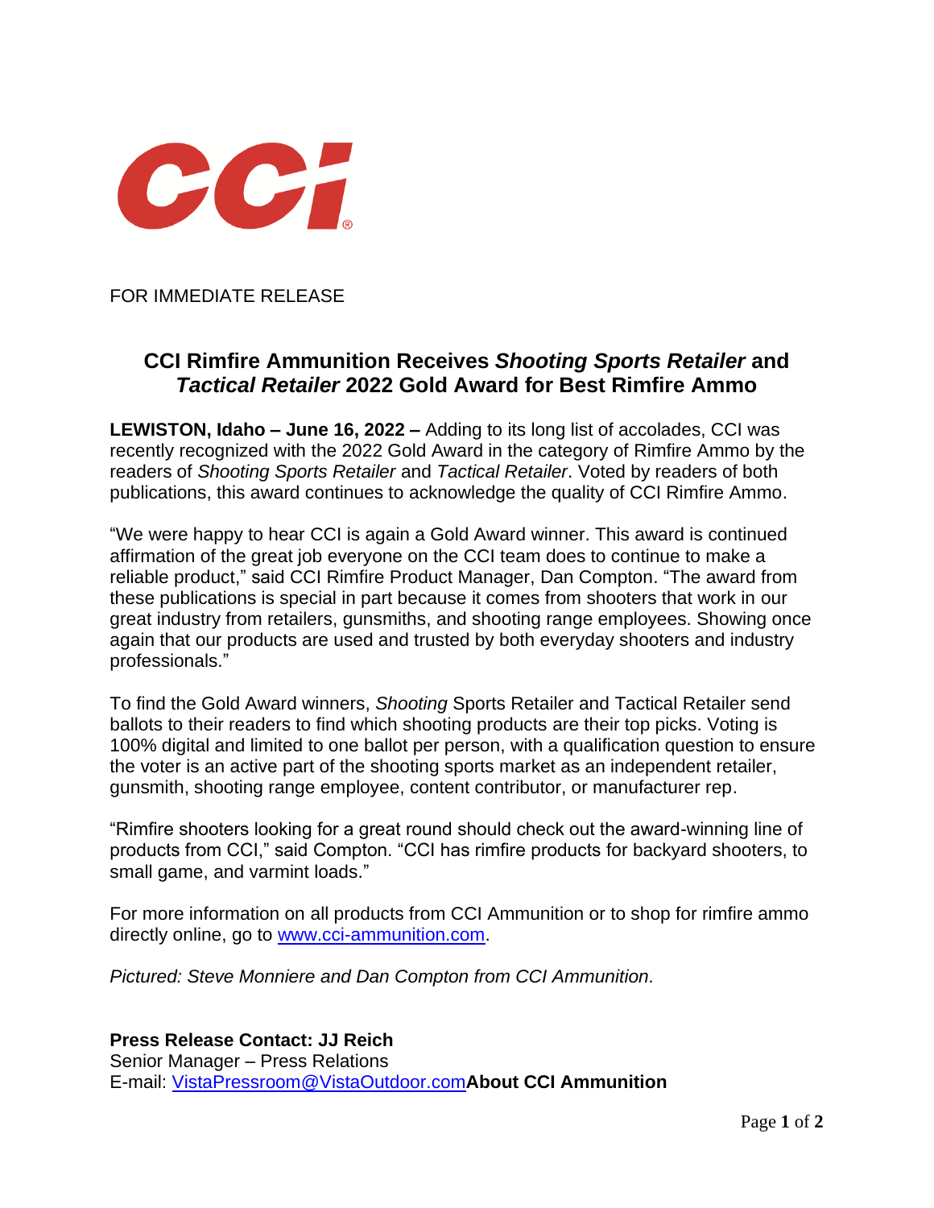FOR IMMEDIATE RELEASE

## CCI Rimfire Ammunition Receives *Shooting Sports Retailer* and *Tactical Retailer* 2022 Gold Award for Best Rimfire Ammo

**LEWISTON, Idaho – June 16, 2022 –** Adding to its long list of accolades, CCI was recently recognized with the 2022 Gold Award in the category of Rimfire Ammo by the readers of *Shooting Sports Retailer* and *Tactical Retailer*. Voted by readers of both publications, this award continues to acknowledge the quality of CCI Rimfire Ammo.

"We were happy to hear CCI is again a Gold Award winner. This award is continued affirmation of the great job everyone on the CCI team does to continue to make a reliable product," said CCI Rimfire Product Manager, Dan Compton. "The award from these publications is special in part because it comes from shooters that work in our great industry from retailers, gunsmiths, and shooting range employees. Showing once again that our products are used and trusted by both everyday shooters and industry professionals."

To find the Gold Award winners, *Shooting* Sports Retailer and Tactical Retailer send ballots to their readers to find which shooting products are their top picks. Voting is 100% digital and limited to one ballot per person, with a qualification question to ensure the voter is an active part of the shooting sports market as an independent retailer, gunsmith, shooting range employee, content contributor, or manufacturer rep.

"Rimfire shooters looking for a great round should check out the award-winning line of products from CCI," said Compton. "CCI has rimfire products for backyard shooters, to small game, and varmint loads."

For more information on all products from CCI Ammunition or to shop for rimfire ammo directly online, go to [www.cci-ammunition.com](http://www.cci-ammunition.com).

*Pictured: Steve Monniere and Dan Compton from CCI Ammunition.*

**Press Release Contact: JJ Reich**
Senior Manager – Press Relations
E-mail: [VistaPressroom@VistaOutdoor.com](mailto:VistaPressroom@VistaOutdoor.com)

**About CCI Ammunition**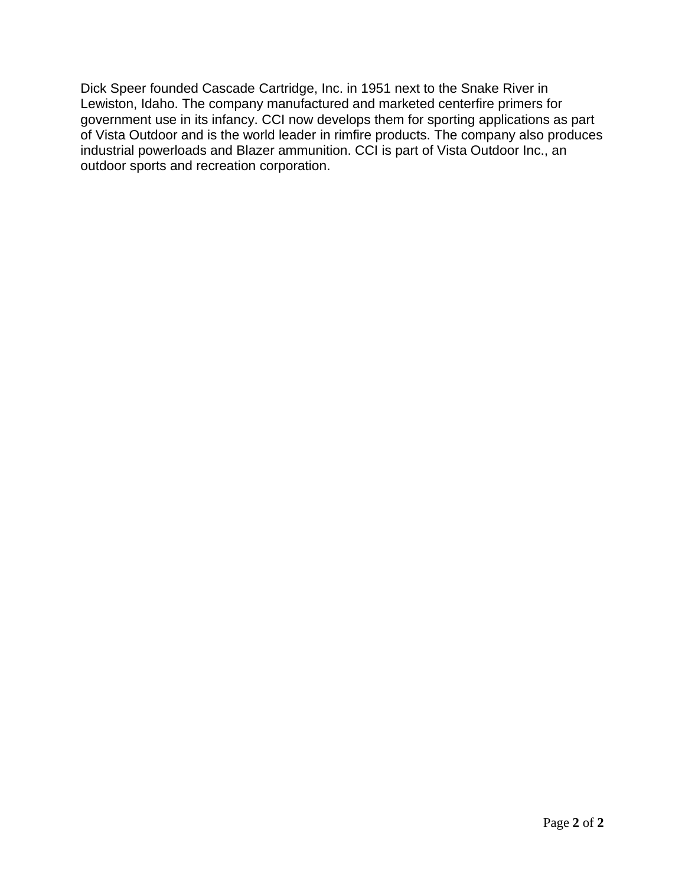Dick Speer founded Cascade Cartridge, Inc. in 1951 next to the Snake River in Lewiston, Idaho. The company manufactured and marketed centerfire primers for government use in its infancy. CCI now develops them for sporting applications as part of Vista Outdoor and is the world leader in rimfire products. The company also produces industrial powerloads and Blazer ammunition. CCI is part of Vista Outdoor Inc., an outdoor sports and recreation corporation.